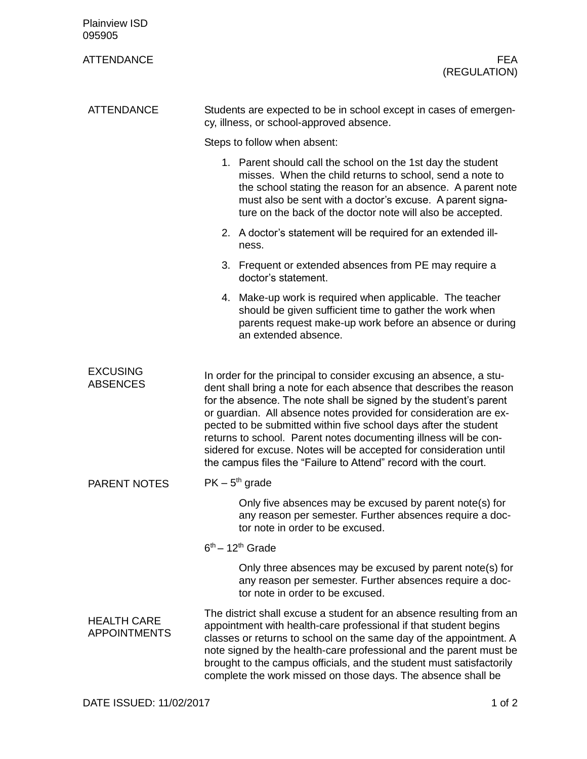Plainview ISD
095905

ATTENDANCE FEA (REGULATION)

## ATTENDANCE

Students are expected to be in school except in cases of emergency, illness, or school-approved absence.

Steps to follow when absent:

1. Parent should call the school on the 1st day the student misses. When the child returns to school, send a note to the school stating the reason for an absence. A parent note must also be sent with a doctor's excuse. A parent signature on the back of the doctor note will also be accepted.
2. A doctor's statement will be required for an extended illness.
3. Frequent or extended absences from PE may require a doctor's statement.
4. Make-up work is required when applicable. The teacher should be given sufficient time to gather the work when parents request make-up work before an absence or during an extended absence.

## EXCUSING ABSENCES

In order for the principal to consider excusing an absence, a student shall bring a note for each absence that describes the reason for the absence. The note shall be signed by the student's parent or guardian. All absence notes provided for consideration are expected to be submitted within five school days after the student returns to school. Parent notes documenting illness will be considered for excuse. Notes will be accepted for consideration until the campus files the "Failure to Attend" record with the court.

## PARENT NOTES

PK – 5th grade

Only five absences may be excused by parent note(s) for any reason per semester. Further absences require a doctor note in order to be excused.

6th – 12th Grade

Only three absences may be excused by parent note(s) for any reason per semester. Further absences require a doctor note in order to be excused.

## HEALTH CARE APPOINTMENTS

The district shall excuse a student for an absence resulting from an appointment with health-care professional if that student begins classes or returns to school on the same day of the appointment. A note signed by the health-care professional and the parent must be brought to the campus officials, and the student must satisfactorily complete the work missed on those days. The absence shall be

DATE ISSUED: 11/02/2017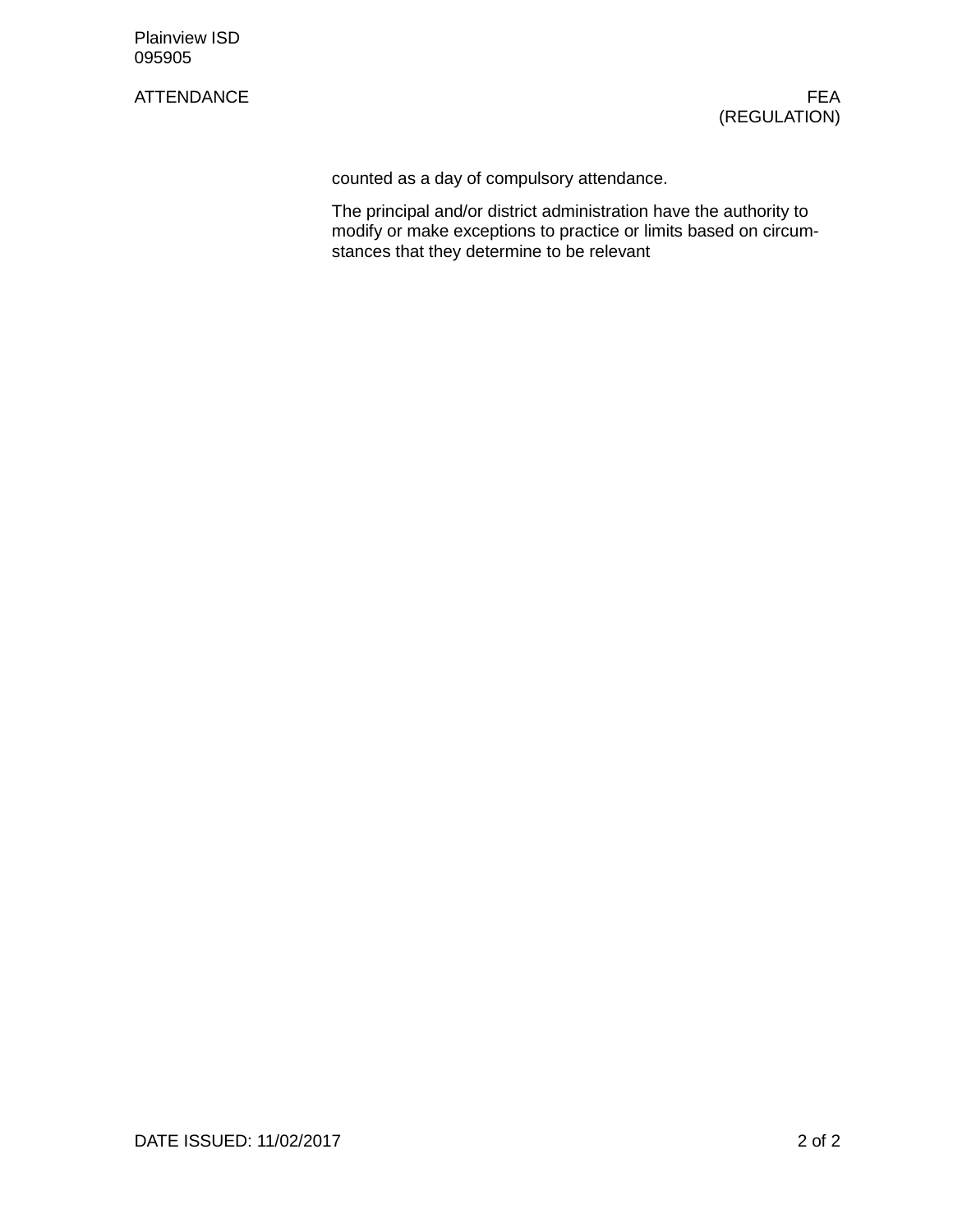counted as a day of compulsory attendance.

The principal and/or district administration have the authority to modify or make exceptions to practice or limits based on circumstances that they determine to be relevant